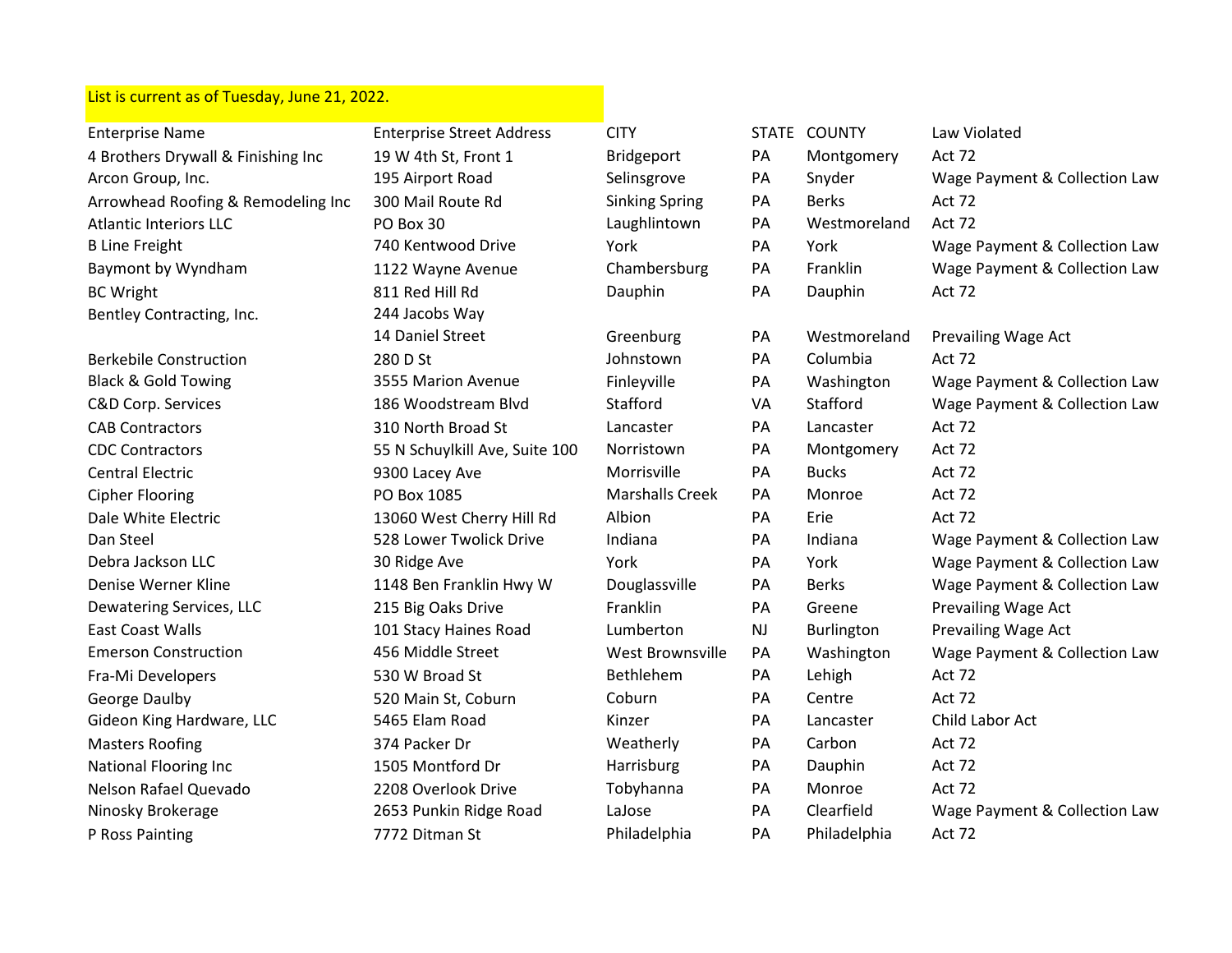List is current as of Tuesday, June 21, 2022.

| Enterprise Name | Enterprise Street Address | CITY | STATE | COUNTY | Law Violated |
|---|---|---|---|---|---|
| 4 Brothers Drywall & Finishing Inc | 19 W 4th St, Front 1 | Bridgeport | PA | Montgomery | Act 72 |
| Arcon Group, Inc. | 195 Airport Road | Selinsgrove | PA | Snyder | Wage Payment & Collection Law |
| Arrowhead Roofing & Remodeling Inc | 300 Mail Route Rd | Sinking Spring | PA | Berks | Act 72 |
| Atlantic Interiors LLC | PO Box 30 | Laughlintown | PA | Westmoreland | Act 72 |
| B Line Freight | 740 Kentwood Drive | York | PA | York | Wage Payment & Collection Law |
| Baymont by Wyndham | 1122 Wayne Avenue | Chambersburg | PA | Franklin | Wage Payment & Collection Law |
| BC Wright | 811 Red Hill Rd | Dauphin | PA | Dauphin | Act 72 |
| Bentley Contracting, Inc. | 244 Jacobs Way<br>14 Daniel Street | Greenburg | PA | Westmoreland | Prevailing Wage Act |
| Berkebile Construction | 280 D St | Johnstown | PA | Columbia | Act 72 |
| Black & Gold Towing | 3555 Marion Avenue | Finleyville | PA | Washington | Wage Payment & Collection Law |
| C&D Corp. Services | 186 Woodstream Blvd | Stafford | VA | Stafford | Wage Payment & Collection Law |
| CAB Contractors | 310 North Broad St | Lancaster | PA | Lancaster | Act 72 |
| CDC Contractors | 55 N Schuylkill Ave, Suite 100 | Norristown | PA | Montgomery | Act 72 |
| Central Electric | 9300 Lacey Ave | Morrisville | PA | Bucks | Act 72 |
| Cipher Flooring | PO Box 1085 | Marshalls Creek | PA | Monroe | Act 72 |
| Dale White Electric | 13060 West Cherry Hill Rd | Albion | PA | Erie | Act 72 |
| Dan Steel | 528 Lower Twolick Drive | Indiana | PA | Indiana | Wage Payment & Collection Law |
| Debra Jackson LLC | 30 Ridge Ave | York | PA | York | Wage Payment & Collection Law |
| Denise Werner Kline | 1148 Ben Franklin Hwy W | Douglassville | PA | Berks | Wage Payment & Collection Law |
| Dewatering Services, LLC | 215 Big Oaks Drive | Franklin | PA | Greene | Prevailing Wage Act |
| East Coast Walls | 101 Stacy Haines Road | Lumberton | NJ | Burlington | Prevailing Wage Act |
| Emerson Construction | 456 Middle Street | West Brownsville | PA | Washington | Wage Payment & Collection Law |
| Fra-Mi Developers | 530 W Broad St | Bethlehem | PA | Lehigh | Act 72 |
| George Daulby | 520 Main St, Coburn | Coburn | PA | Centre | Act 72 |
| Gideon King Hardware, LLC | 5465 Elam Road | Kinzer | PA | Lancaster | Child Labor Act |
| Masters Roofing | 374 Packer Dr | Weatherly | PA | Carbon | Act 72 |
| National Flooring Inc | 1505 Montford Dr | Harrisburg | PA | Dauphin | Act 72 |
| Nelson Rafael Quevado | 2208 Overlook Drive | Tobyhanna | PA | Monroe | Act 72 |
| Ninosky Brokerage | 2653 Punkin Ridge Road | LaJose | PA | Clearfield | Wage Payment & Collection Law |
| P Ross Painting | 7772 Ditman St | Philadelphia | PA | Philadelphia | Act 72 |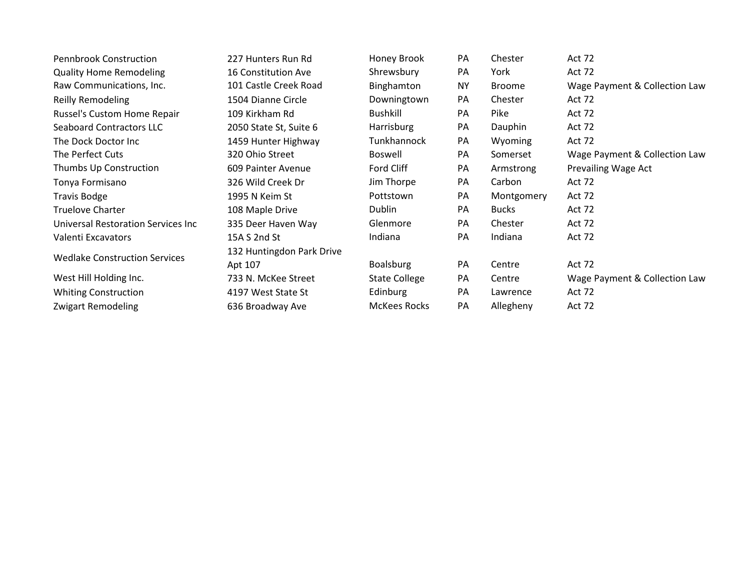| | | | | | |
|---|---|---|---|---|---|
| Pennbrook Construction | 227 Hunters Run Rd | Honey Brook | PA | Chester | Act 72 |
| Quality Home Remodeling | 16 Constitution Ave | Shrewsbury | PA | York | Act 72 |
| Raw Communications, Inc. | 101 Castle Creek Road | Binghamton | NY | Broome | Wage Payment & Collection Law |
| Reilly Remodeling | 1504 Dianne Circle | Downingtown | PA | Chester | Act 72 |
| Russel's Custom Home Repair | 109 Kirkham Rd | Bushkill | PA | Pike | Act 72 |
| Seaboard Contractors LLC | 2050 State St, Suite 6 | Harrisburg | PA | Dauphin | Act 72 |
| The Dock Doctor Inc | 1459 Hunter Highway | Tunkhannock | PA | Wyoming | Act 72 |
| The Perfect Cuts | 320 Ohio Street | Boswell | PA | Somerset | Wage Payment & Collection Law |
| Thumbs Up Construction | 609 Painter Avenue | Ford Cliff | PA | Armstrong | Prevailing Wage Act |
| Tonya Formisano | 326 Wild Creek Dr | Jim Thorpe | PA | Carbon | Act 72 |
| Travis Bodge | 1995 N Keim St | Pottstown | PA | Montgomery | Act 72 |
| Truelove Charter | 108 Maple Drive | Dublin | PA | Bucks | Act 72 |
| Universal Restoration Services Inc | 335 Deer Haven Way | Glenmore | PA | Chester | Act 72 |
| Valenti Excavators | 15A S 2nd St | Indiana | PA | Indiana | Act 72 |
| Wedlake Construction Services | 132 Huntingdon Park Drive Apt 107 | Boalsburg | PA | Centre | Act 72 |
| West Hill Holding Inc. | 733 N. McKee Street | State College | PA | Centre | Wage Payment & Collection Law |
| Whiting Construction | 4197 West State St | Edinburg | PA | Lawrence | Act 72 |
| Zwigart Remodeling | 636 Broadway Ave | McKees Rocks | PA | Allegheny | Act 72 |